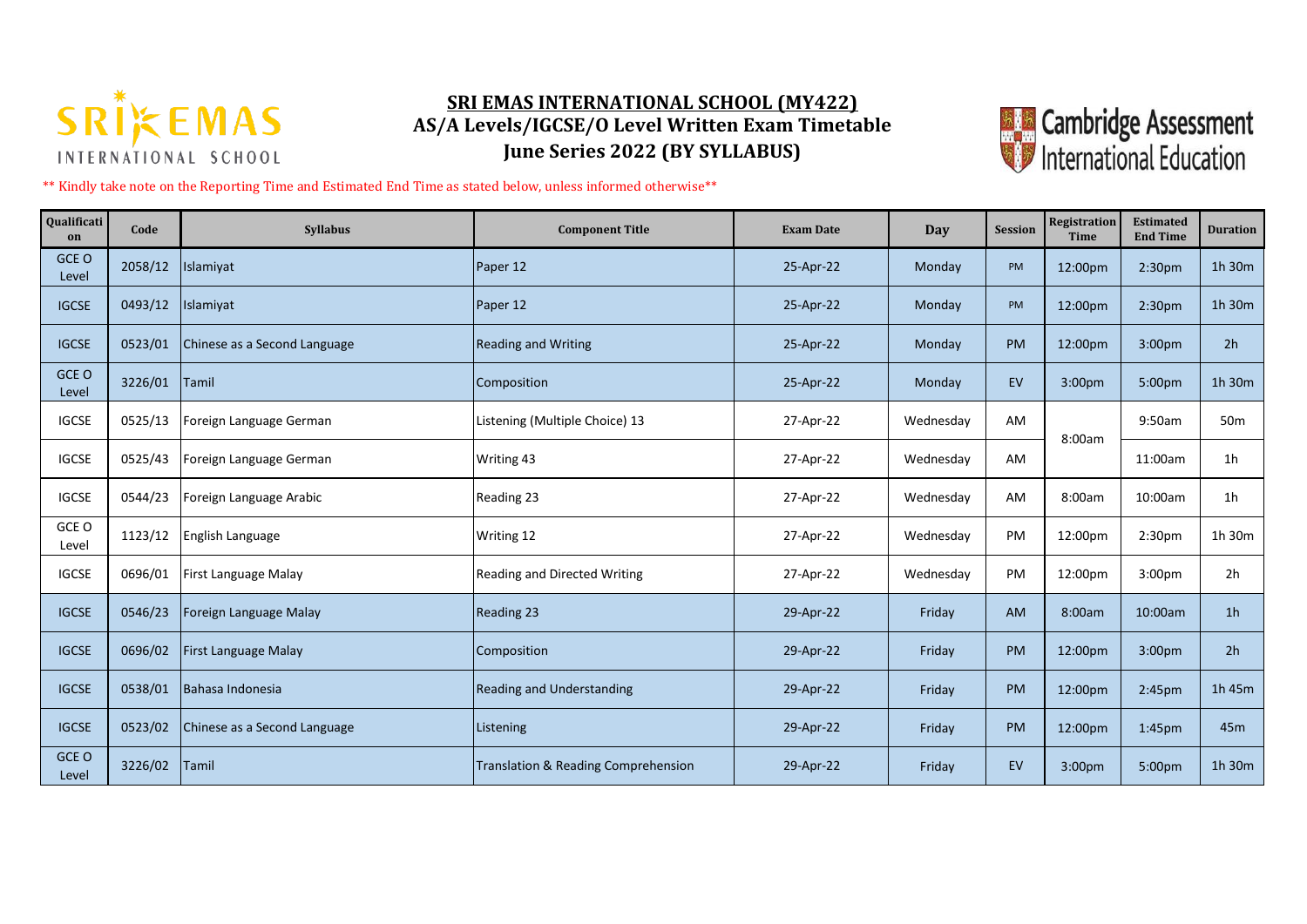# SRI EMAS INTERNATIONAL SCHOOL (MY422)

## AS/A Levels/IGCSE/O Level Written Exam Timetable

## June Series 2022 (BY SYLLABUS)

** Kindly take note on the Reporting Time and Estimated End Time as stated below, unless informed otherwise**

| Qualification | Code | Syllabus | Component Title | Exam Date | Day | Session | Registration Time | Estimated End Time | Duration |
|---|---|---|---|---|---|---|---|---|---|
| GCE O Level | 2058/12 | Islamiyat | Paper 12 | 25-Apr-22 | Monday | PM | 12:00pm | 2:30pm | 1h 30m |
| IGCSE | 0493/12 | Islamiyat | Paper 12 | 25-Apr-22 | Monday | PM | 12:00pm | 2:30pm | 1h 30m |
| IGCSE | 0523/01 | Chinese as a Second Language | Reading and Writing | 25-Apr-22 | Monday | PM | 12:00pm | 3:00pm | 2h |
| GCE O Level | 3226/01 | Tamil | Composition | 25-Apr-22 | Monday | EV | 3:00pm | 5:00pm | 1h 30m |
| IGCSE | 0525/13 | Foreign Language German | Listening (Multiple Choice) 13 | 27-Apr-22 | Wednesday | AM | 8:00am | 9:50am | 50m |
| IGCSE | 0525/43 | Foreign Language German | Writing 43 | 27-Apr-22 | Wednesday | AM | | 11:00am | 1h |
| IGCSE | 0544/23 | Foreign Language Arabic | Reading 23 | 27-Apr-22 | Wednesday | AM | 8:00am | 10:00am | 1h |
| GCE O Level | 1123/12 | English Language | Writing 12 | 27-Apr-22 | Wednesday | PM | 12:00pm | 2:30pm | 1h 30m |
| IGCSE | 0696/01 | First Language Malay | Reading and Directed Writing | 27-Apr-22 | Wednesday | PM | 12:00pm | 3:00pm | 2h |
| IGCSE | 0546/23 | Foreign Language Malay | Reading 23 | 29-Apr-22 | Friday | AM | 8:00am | 10:00am | 1h |
| IGCSE | 0696/02 | First Language Malay | Composition | 29-Apr-22 | Friday | PM | 12:00pm | 3:00pm | 2h |
| IGCSE | 0538/01 | Bahasa Indonesia | Reading and Understanding | 29-Apr-22 | Friday | PM | 12:00pm | 2:45pm | 1h 45m |
| IGCSE | 0523/02 | Chinese as a Second Language | Listening | 29-Apr-22 | Friday | PM | 12:00pm | 1:45pm | 45m |
| GCE O Level | 3226/02 | Tamil | Translation & Reading Comprehension | 29-Apr-22 | Friday | EV | 3:00pm | 5:00pm | 1h 30m |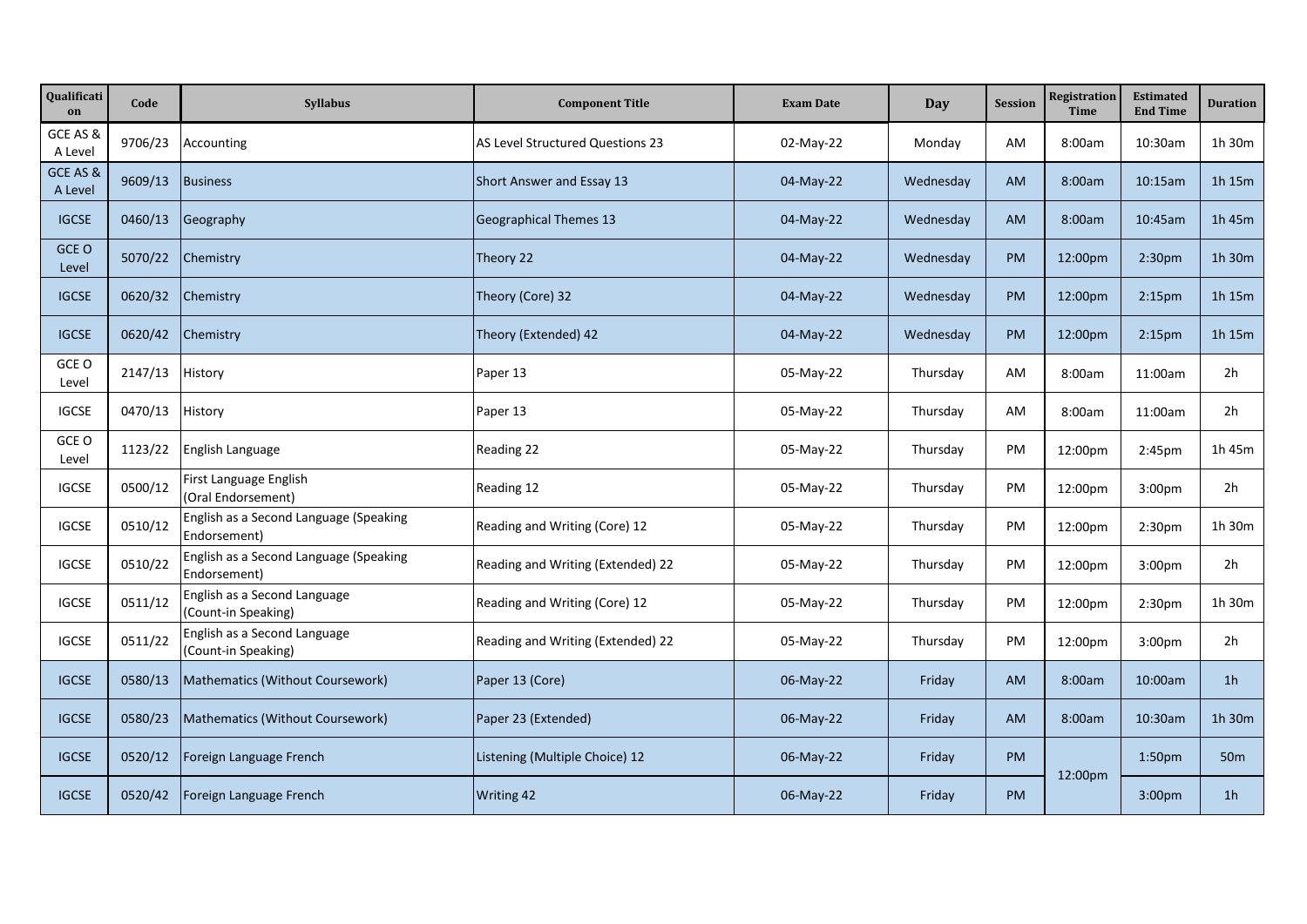| Qualification | Code | Syllabus | Component Title | Exam Date | Day | Session | Registration Time | Estimated End Time | Duration |
|---|---|---|---|---|---|---|---|---|---|
| GCE AS & A Level | 9706/23 | Accounting | AS Level Structured Questions 23 | 02-May-22 | Monday | AM | 8:00am | 10:30am | 1h 30m |
| GCE AS & A Level | 9609/13 | Business | Short Answer and Essay 13 | 04-May-22 | Wednesday | AM | 8:00am | 10:15am | 1h 15m |
| IGCSE | 0460/13 | Geography | Geographical Themes 13 | 04-May-22 | Wednesday | AM | 8:00am | 10:45am | 1h 45m |
| GCE O Level | 5070/22 | Chemistry | Theory 22 | 04-May-22 | Wednesday | PM | 12:00pm | 2:30pm | 1h 30m |
| IGCSE | 0620/32 | Chemistry | Theory (Core) 32 | 04-May-22 | Wednesday | PM | 12:00pm | 2:15pm | 1h 15m |
| IGCSE | 0620/42 | Chemistry | Theory (Extended) 42 | 04-May-22 | Wednesday | PM | 12:00pm | 2:15pm | 1h 15m |
| GCE O Level | 2147/13 | History | Paper 13 | 05-May-22 | Thursday | AM | 8:00am | 11:00am | 2h |
| IGCSE | 0470/13 | History | Paper 13 | 05-May-22 | Thursday | AM | 8:00am | 11:00am | 2h |
| GCE O Level | 1123/22 | English Language | Reading 22 | 05-May-22 | Thursday | PM | 12:00pm | 2:45pm | 1h 45m |
| IGCSE | 0500/12 | First Language English (Oral Endorsement) | Reading 12 | 05-May-22 | Thursday | PM | 12:00pm | 3:00pm | 2h |
| IGCSE | 0510/12 | English as a Second Language (Speaking Endorsement) | Reading and Writing (Core) 12 | 05-May-22 | Thursday | PM | 12:00pm | 2:30pm | 1h 30m |
| IGCSE | 0510/22 | English as a Second Language (Speaking Endorsement) | Reading and Writing (Extended) 22 | 05-May-22 | Thursday | PM | 12:00pm | 3:00pm | 2h |
| IGCSE | 0511/12 | English as a Second Language (Count-in Speaking) | Reading and Writing (Core) 12 | 05-May-22 | Thursday | PM | 12:00pm | 2:30pm | 1h 30m |
| IGCSE | 0511/22 | English as a Second Language (Count-in Speaking) | Reading and Writing (Extended) 22 | 05-May-22 | Thursday | PM | 12:00pm | 3:00pm | 2h |
| IGCSE | 0580/13 | Mathematics (Without Coursework) | Paper 13 (Core) | 06-May-22 | Friday | AM | 8:00am | 10:00am | 1h |
| IGCSE | 0580/23 | Mathematics (Without Coursework) | Paper 23 (Extended) | 06-May-22 | Friday | AM | 8:00am | 10:30am | 1h 30m |
| IGCSE | 0520/12 | Foreign Language French | Listening (Multiple Choice) 12 | 06-May-22 | Friday | PM | 12:00pm | 1:50pm | 50m |
| IGCSE | 0520/42 | Foreign Language French | Writing 42 | 06-May-22 | Friday | PM | | 3:00pm | 1h |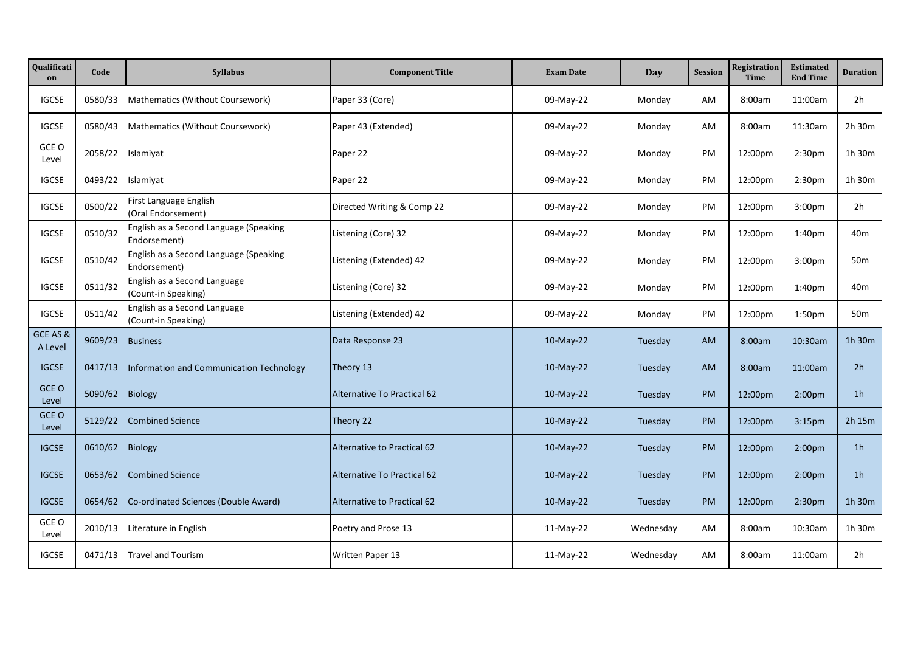| Qualification | Code | Syllabus | Component Title | Exam Date | Day | Session | Registration Time | Estimated End Time | Duration |
|---|---|---|---|---|---|---|---|---|---|
| IGCSE | 0580/33 | Mathematics (Without Coursework) | Paper 33 (Core) | 09-May-22 | Monday | AM | 8:00am | 11:00am | 2h |
| IGCSE | 0580/43 | Mathematics (Without Coursework) | Paper 43 (Extended) | 09-May-22 | Monday | AM | 8:00am | 11:30am | 2h 30m |
| GCE O Level | 2058/22 | Islamiyat | Paper 22 | 09-May-22 | Monday | PM | 12:00pm | 2:30pm | 1h 30m |
| IGCSE | 0493/22 | Islamiyat | Paper 22 | 09-May-22 | Monday | PM | 12:00pm | 2:30pm | 1h 30m |
| IGCSE | 0500/22 | First Language English (Oral Endorsement) | Directed Writing & Comp 22 | 09-May-22 | Monday | PM | 12:00pm | 3:00pm | 2h |
| IGCSE | 0510/32 | English as a Second Language (Speaking Endorsement) | Listening (Core) 32 | 09-May-22 | Monday | PM | 12:00pm | 1:40pm | 40m |
| IGCSE | 0510/42 | English as a Second Language (Speaking Endorsement) | Listening (Extended) 42 | 09-May-22 | Monday | PM | 12:00pm | 3:00pm | 50m |
| IGCSE | 0511/32 | English as a Second Language (Count-in Speaking) | Listening (Core) 32 | 09-May-22 | Monday | PM | 12:00pm | 1:40pm | 40m |
| IGCSE | 0511/42 | English as a Second Language (Count-in Speaking) | Listening (Extended) 42 | 09-May-22 | Monday | PM | 12:00pm | 1:50pm | 50m |
| GCE AS & A Level | 9609/23 | Business | Data Response 23 | 10-May-22 | Tuesday | AM | 8:00am | 10:30am | 1h 30m |
| IGCSE | 0417/13 | Information and Communication Technology | Theory 13 | 10-May-22 | Tuesday | AM | 8:00am | 11:00am | 2h |
| GCE O Level | 5090/62 | Biology | Alternative To Practical 62 | 10-May-22 | Tuesday | PM | 12:00pm | 2:00pm | 1h |
| GCE O Level | 5129/22 | Combined Science | Theory 22 | 10-May-22 | Tuesday | PM | 12:00pm | 3:15pm | 2h 15m |
| IGCSE | 0610/62 | Biology | Alternative to Practical 62 | 10-May-22 | Tuesday | PM | 12:00pm | 2:00pm | 1h |
| IGCSE | 0653/62 | Combined Science | Alternative To Practical 62 | 10-May-22 | Tuesday | PM | 12:00pm | 2:00pm | 1h |
| IGCSE | 0654/62 | Co-ordinated Sciences (Double Award) | Alternative to Practical 62 | 10-May-22 | Tuesday | PM | 12:00pm | 2:30pm | 1h 30m |
| GCE O Level | 2010/13 | Literature in English | Poetry and Prose 13 | 11-May-22 | Wednesday | AM | 8:00am | 10:30am | 1h 30m |
| IGCSE | 0471/13 | Travel and Tourism | Written Paper 13 | 11-May-22 | Wednesday | AM | 8:00am | 11:00am | 2h |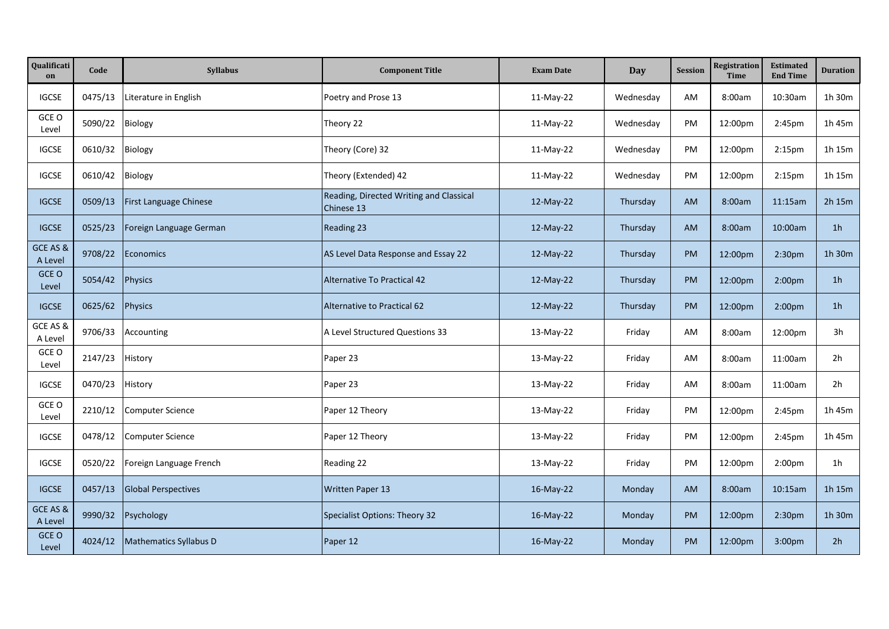| Qualification | Code | Syllabus | Component Title | Exam Date | Day | Session | Registration Time | Estimated End Time | Duration |
|---|---|---|---|---|---|---|---|---|---|
| IGCSE | 0475/13 | Literature in English | Poetry and Prose 13 | 11-May-22 | Wednesday | AM | 8:00am | 10:30am | 1h 30m |
| GCE O Level | 5090/22 | Biology | Theory 22 | 11-May-22 | Wednesday | PM | 12:00pm | 2:45pm | 1h 45m |
| IGCSE | 0610/32 | Biology | Theory (Core) 32 | 11-May-22 | Wednesday | PM | 12:00pm | 2:15pm | 1h 15m |
| IGCSE | 0610/42 | Biology | Theory (Extended) 42 | 11-May-22 | Wednesday | PM | 12:00pm | 2:15pm | 1h 15m |
| IGCSE | 0509/13 | First Language Chinese | Reading, Directed Writing and Classical Chinese 13 | 12-May-22 | Thursday | AM | 8:00am | 11:15am | 2h 15m |
| IGCSE | 0525/23 | Foreign Language German | Reading 23 | 12-May-22 | Thursday | AM | 8:00am | 10:00am | 1h |
| GCE AS & A Level | 9708/22 | Economics | AS Level Data Response and Essay 22 | 12-May-22 | Thursday | PM | 12:00pm | 2:30pm | 1h 30m |
| GCE O Level | 5054/42 | Physics | Alternative To Practical 42 | 12-May-22 | Thursday | PM | 12:00pm | 2:00pm | 1h |
| IGCSE | 0625/62 | Physics | Alternative to Practical 62 | 12-May-22 | Thursday | PM | 12:00pm | 2:00pm | 1h |
| GCE AS & A Level | 9706/33 | Accounting | A Level Structured Questions 33 | 13-May-22 | Friday | AM | 8:00am | 12:00pm | 3h |
| GCE O Level | 2147/23 | History | Paper 23 | 13-May-22 | Friday | AM | 8:00am | 11:00am | 2h |
| IGCSE | 0470/23 | History | Paper 23 | 13-May-22 | Friday | AM | 8:00am | 11:00am | 2h |
| GCE O Level | 2210/12 | Computer Science | Paper 12 Theory | 13-May-22 | Friday | PM | 12:00pm | 2:45pm | 1h 45m |
| IGCSE | 0478/12 | Computer Science | Paper 12 Theory | 13-May-22 | Friday | PM | 12:00pm | 2:45pm | 1h 45m |
| IGCSE | 0520/22 | Foreign Language French | Reading 22 | 13-May-22 | Friday | PM | 12:00pm | 2:00pm | 1h |
| IGCSE | 0457/13 | Global Perspectives | Written Paper 13 | 16-May-22 | Monday | AM | 8:00am | 10:15am | 1h 15m |
| GCE AS & A Level | 9990/32 | Psychology | Specialist Options: Theory 32 | 16-May-22 | Monday | PM | 12:00pm | 2:30pm | 1h 30m |
| GCE O Level | 4024/12 | Mathematics Syllabus D | Paper 12 | 16-May-22 | Monday | PM | 12:00pm | 3:00pm | 2h |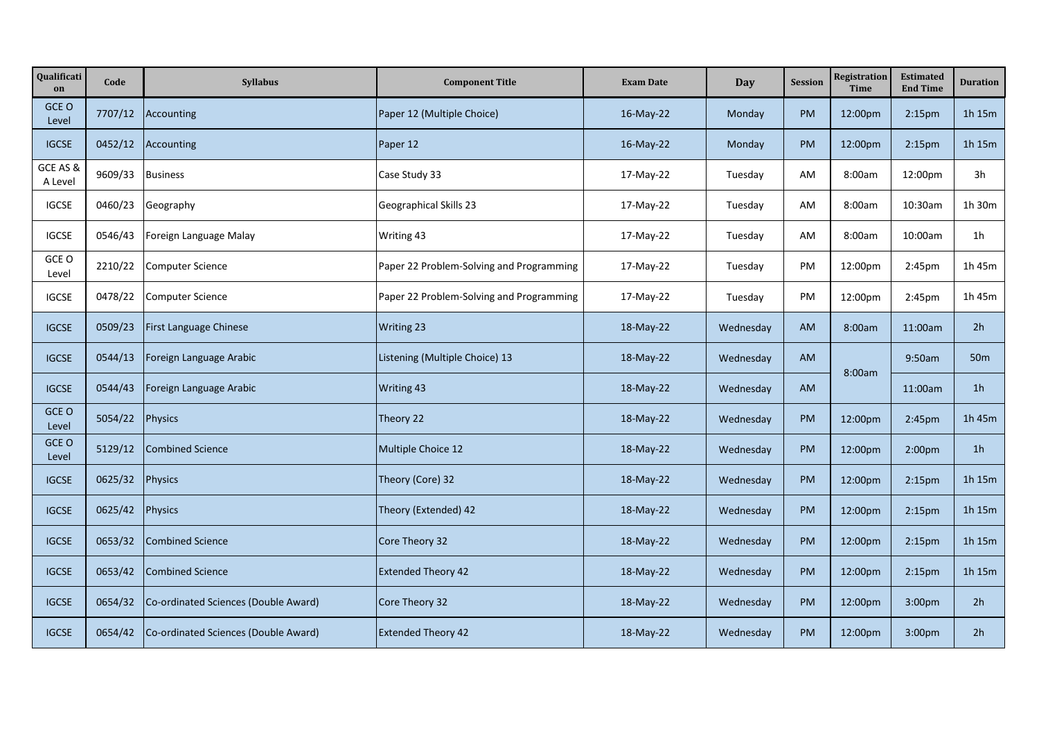| Qualification | Code | Syllabus | Component Title | Exam Date | Day | Session | Registration Time | Estimated End Time | Duration |
|---|---|---|---|---|---|---|---|---|---|
| GCE O Level | 7707/12 | Accounting | Paper 12 (Multiple Choice) | 16-May-22 | Monday | PM | 12:00pm | 2:15pm | 1h 15m |
| IGCSE | 0452/12 | Accounting | Paper 12 | 16-May-22 | Monday | PM | 12:00pm | 2:15pm | 1h 15m |
| GCE AS & A Level | 9609/33 | Business | Case Study 33 | 17-May-22 | Tuesday | AM | 8:00am | 12:00pm | 3h |
| IGCSE | 0460/23 | Geography | Geographical Skills 23 | 17-May-22 | Tuesday | AM | 8:00am | 10:30am | 1h 30m |
| IGCSE | 0546/43 | Foreign Language Malay | Writing 43 | 17-May-22 | Tuesday | AM | 8:00am | 10:00am | 1h |
| GCE O Level | 2210/22 | Computer Science | Paper 22 Problem-Solving and Programming | 17-May-22 | Tuesday | PM | 12:00pm | 2:45pm | 1h 45m |
| IGCSE | 0478/22 | Computer Science | Paper 22 Problem-Solving and Programming | 17-May-22 | Tuesday | PM | 12:00pm | 2:45pm | 1h 45m |
| IGCSE | 0509/23 | First Language Chinese | Writing 23 | 18-May-22 | Wednesday | AM | 8:00am | 11:00am | 2h |
| IGCSE | 0544/13 | Foreign Language Arabic | Listening (Multiple Choice) 13 | 18-May-22 | Wednesday | AM | 8:00am | 9:50am | 50m |
| IGCSE | 0544/43 | Foreign Language Arabic | Writing 43 | 18-May-22 | Wednesday | AM | | 11:00am | 1h |
| GCE O Level | 5054/22 | Physics | Theory 22 | 18-May-22 | Wednesday | PM | 12:00pm | 2:45pm | 1h 45m |
| GCE O Level | 5129/12 | Combined Science | Multiple Choice 12 | 18-May-22 | Wednesday | PM | 12:00pm | 2:00pm | 1h |
| IGCSE | 0625/32 | Physics | Theory (Core) 32 | 18-May-22 | Wednesday | PM | 12:00pm | 2:15pm | 1h 15m |
| IGCSE | 0625/42 | Physics | Theory (Extended) 42 | 18-May-22 | Wednesday | PM | 12:00pm | 2:15pm | 1h 15m |
| IGCSE | 0653/32 | Combined Science | Core Theory 32 | 18-May-22 | Wednesday | PM | 12:00pm | 2:15pm | 1h 15m |
| IGCSE | 0653/42 | Combined Science | Extended Theory 42 | 18-May-22 | Wednesday | PM | 12:00pm | 2:15pm | 1h 15m |
| IGCSE | 0654/32 | Co-ordinated Sciences (Double Award) | Core Theory 32 | 18-May-22 | Wednesday | PM | 12:00pm | 3:00pm | 2h |
| IGCSE | 0654/42 | Co-ordinated Sciences (Double Award) | Extended Theory 42 | 18-May-22 | Wednesday | PM | 12:00pm | 3:00pm | 2h |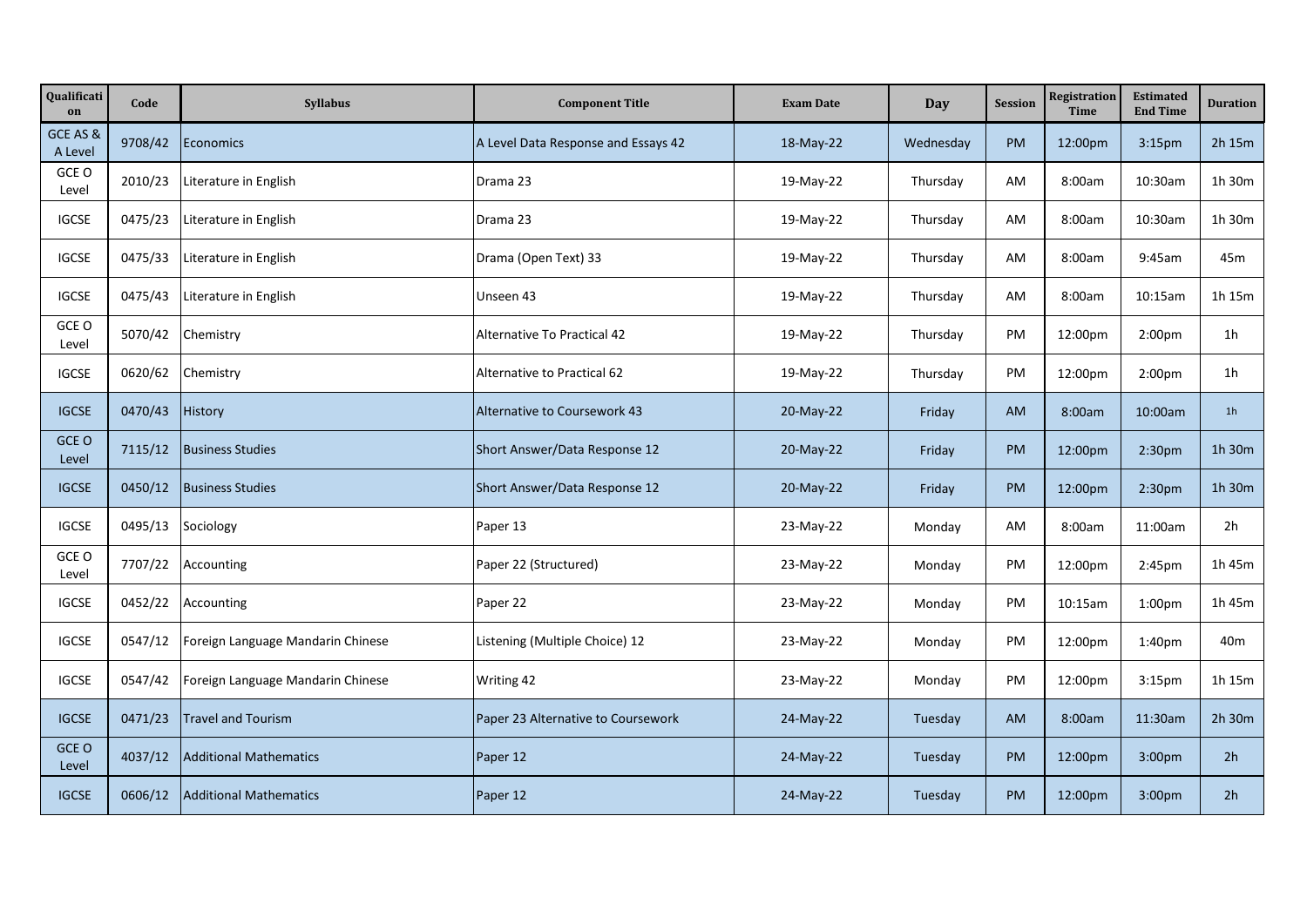| Qualification | Code | Syllabus | Component Title | Exam Date | Day | Session | Registration Time | Estimated End Time | Duration |
| --- | --- | --- | --- | --- | --- | --- | --- | --- | --- |
| GCE AS & A Level | 9708/42 | Economics | A Level Data Response and Essays 42 | 18-May-22 | Wednesday | PM | 12:00pm | 3:15pm | 2h 15m |
| GCE O Level | 2010/23 | Literature in English | Drama 23 | 19-May-22 | Thursday | AM | 8:00am | 10:30am | 1h 30m |
| IGCSE | 0475/23 | Literature in English | Drama 23 | 19-May-22 | Thursday | AM | 8:00am | 10:30am | 1h 30m |
| IGCSE | 0475/33 | Literature in English | Drama (Open Text) 33 | 19-May-22 | Thursday | AM | 8:00am | 9:45am | 45m |
| IGCSE | 0475/43 | Literature in English | Unseen 43 | 19-May-22 | Thursday | AM | 8:00am | 10:15am | 1h 15m |
| GCE O Level | 5070/42 | Chemistry | Alternative To Practical 42 | 19-May-22 | Thursday | PM | 12:00pm | 2:00pm | 1h |
| IGCSE | 0620/62 | Chemistry | Alternative to Practical 62 | 19-May-22 | Thursday | PM | 12:00pm | 2:00pm | 1h |
| IGCSE | 0470/43 | History | Alternative to Coursework 43 | 20-May-22 | Friday | AM | 8:00am | 10:00am | 1h |
| GCE O Level | 7115/12 | Business Studies | Short Answer/Data Response 12 | 20-May-22 | Friday | PM | 12:00pm | 2:30pm | 1h 30m |
| IGCSE | 0450/12 | Business Studies | Short Answer/Data Response 12 | 20-May-22 | Friday | PM | 12:00pm | 2:30pm | 1h 30m |
| IGCSE | 0495/13 | Sociology | Paper 13 | 23-May-22 | Monday | AM | 8:00am | 11:00am | 2h |
| GCE O Level | 7707/22 | Accounting | Paper 22 (Structured) | 23-May-22 | Monday | PM | 12:00pm | 2:45pm | 1h 45m |
| IGCSE | 0452/22 | Accounting | Paper 22 | 23-May-22 | Monday | PM | 10:15am | 1:00pm | 1h 45m |
| IGCSE | 0547/12 | Foreign Language Mandarin Chinese | Listening (Multiple Choice) 12 | 23-May-22 | Monday | PM | 12:00pm | 1:40pm | 40m |
| IGCSE | 0547/42 | Foreign Language Mandarin Chinese | Writing 42 | 23-May-22 | Monday | PM | 12:00pm | 3:15pm | 1h 15m |
| IGCSE | 0471/23 | Travel and Tourism | Paper 23 Alternative to Coursework | 24-May-22 | Tuesday | AM | 8:00am | 11:30am | 2h 30m |
| GCE O Level | 4037/12 | Additional Mathematics | Paper 12 | 24-May-22 | Tuesday | PM | 12:00pm | 3:00pm | 2h |
| IGCSE | 0606/12 | Additional Mathematics | Paper 12 | 24-May-22 | Tuesday | PM | 12:00pm | 3:00pm | 2h |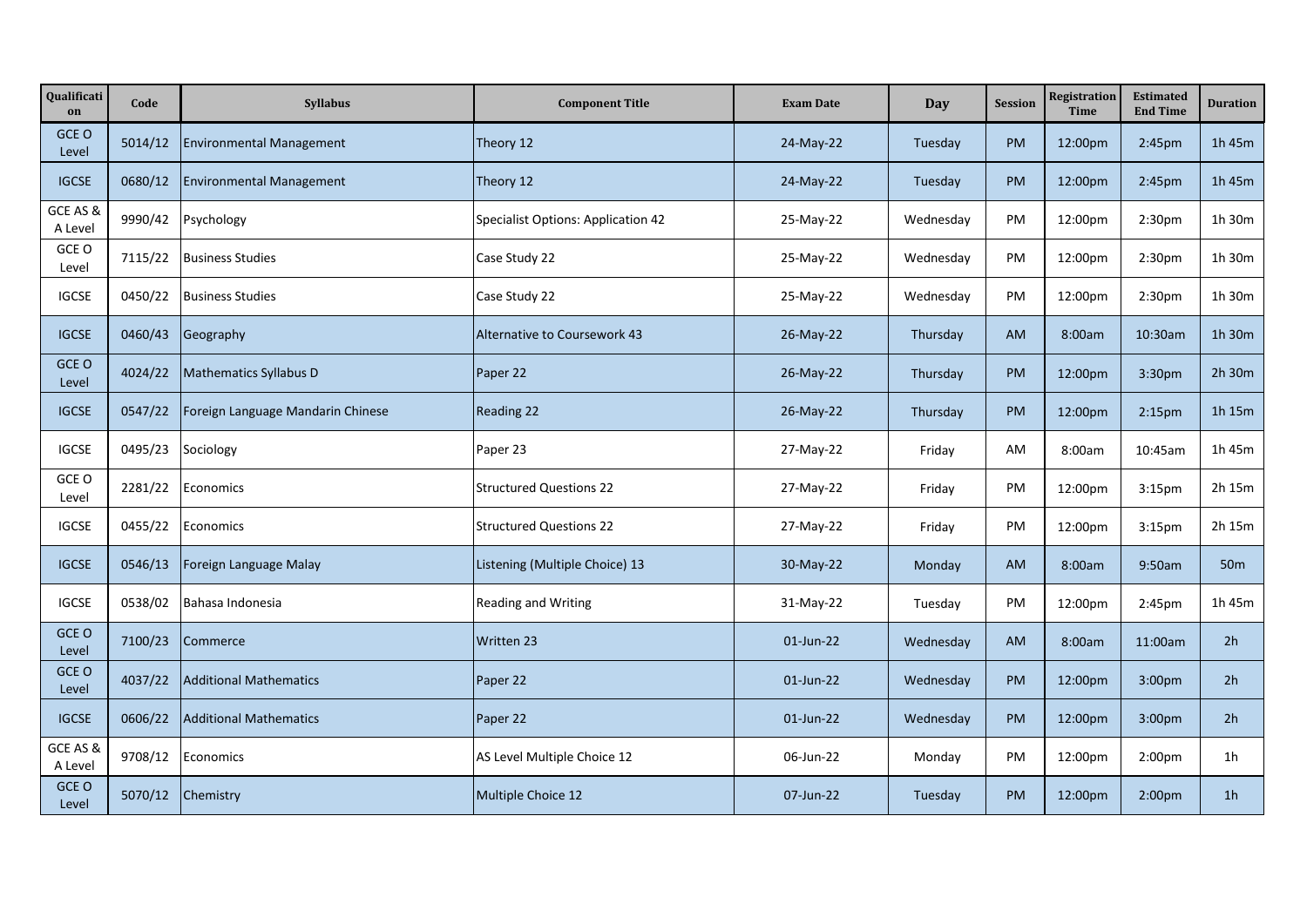| Qualification | Code | Syllabus | Component Title | Exam Date | Day | Session | Registration Time | Estimated End Time | Duration |
|---|---|---|---|---|---|---|---|---|---|
| GCE O Level | 5014/12 | Environmental Management | Theory 12 | 24-May-22 | Tuesday | PM | 12:00pm | 2:45pm | 1h 45m |
| IGCSE | 0680/12 | Environmental Management | Theory 12 | 24-May-22 | Tuesday | PM | 12:00pm | 2:45pm | 1h 45m |
| GCE AS & A Level | 9990/42 | Psychology | Specialist Options: Application 42 | 25-May-22 | Wednesday | PM | 12:00pm | 2:30pm | 1h 30m |
| GCE O Level | 7115/22 | Business Studies | Case Study 22 | 25-May-22 | Wednesday | PM | 12:00pm | 2:30pm | 1h 30m |
| IGCSE | 0450/22 | Business Studies | Case Study 22 | 25-May-22 | Wednesday | PM | 12:00pm | 2:30pm | 1h 30m |
| IGCSE | 0460/43 | Geography | Alternative to Coursework 43 | 26-May-22 | Thursday | AM | 8:00am | 10:30am | 1h 30m |
| GCE O Level | 4024/22 | Mathematics Syllabus D | Paper 22 | 26-May-22 | Thursday | PM | 12:00pm | 3:30pm | 2h 30m |
| IGCSE | 0547/22 | Foreign Language Mandarin Chinese | Reading 22 | 26-May-22 | Thursday | PM | 12:00pm | 2:15pm | 1h 15m |
| IGCSE | 0495/23 | Sociology | Paper 23 | 27-May-22 | Friday | AM | 8:00am | 10:45am | 1h 45m |
| GCE O Level | 2281/22 | Economics | Structured Questions 22 | 27-May-22 | Friday | PM | 12:00pm | 3:15pm | 2h 15m |
| IGCSE | 0455/22 | Economics | Structured Questions 22 | 27-May-22 | Friday | PM | 12:00pm | 3:15pm | 2h 15m |
| IGCSE | 0546/13 | Foreign Language Malay | Listening (Multiple Choice) 13 | 30-May-22 | Monday | AM | 8:00am | 9:50am | 50m |
| IGCSE | 0538/02 | Bahasa Indonesia | Reading and Writing | 31-May-22 | Tuesday | PM | 12:00pm | 2:45pm | 1h 45m |
| GCE O Level | 7100/23 | Commerce | Written 23 | 01-Jun-22 | Wednesday | AM | 8:00am | 11:00am | 2h |
| GCE O Level | 4037/22 | Additional Mathematics | Paper 22 | 01-Jun-22 | Wednesday | PM | 12:00pm | 3:00pm | 2h |
| IGCSE | 0606/22 | Additional Mathematics | Paper 22 | 01-Jun-22 | Wednesday | PM | 12:00pm | 3:00pm | 2h |
| GCE AS & A Level | 9708/12 | Economics | AS Level Multiple Choice 12 | 06-Jun-22 | Monday | PM | 12:00pm | 2:00pm | 1h |
| GCE O Level | 5070/12 | Chemistry | Multiple Choice 12 | 07-Jun-22 | Tuesday | PM | 12:00pm | 2:00pm | 1h |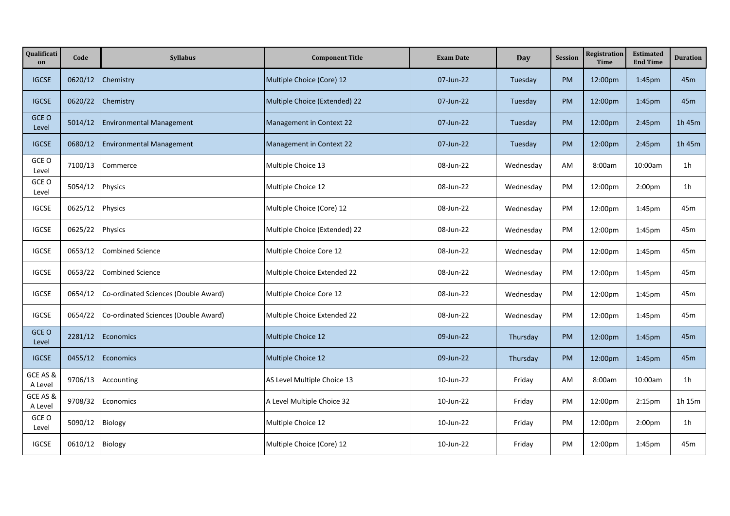| Qualification | Code | Syllabus | Component Title | Exam Date | Day | Session | Registration Time | Estimated End Time | Duration |
|---|---|---|---|---|---|---|---|---|---|
| IGCSE | 0620/12 | Chemistry | Multiple Choice (Core) 12 | 07-Jun-22 | Tuesday | PM | 12:00pm | 1:45pm | 45m |
| IGCSE | 0620/22 | Chemistry | Multiple Choice (Extended) 22 | 07-Jun-22 | Tuesday | PM | 12:00pm | 1:45pm | 45m |
| GCE O Level | 5014/12 | Environmental Management | Management in Context 22 | 07-Jun-22 | Tuesday | PM | 12:00pm | 2:45pm | 1h 45m |
| IGCSE | 0680/12 | Environmental Management | Management in Context 22 | 07-Jun-22 | Tuesday | PM | 12:00pm | 2:45pm | 1h 45m |
| GCE O Level | 7100/13 | Commerce | Multiple Choice 13 | 08-Jun-22 | Wednesday | AM | 8:00am | 10:00am | 1h |
| GCE O Level | 5054/12 | Physics | Multiple Choice 12 | 08-Jun-22 | Wednesday | PM | 12:00pm | 2:00pm | 1h |
| IGCSE | 0625/12 | Physics | Multiple Choice (Core) 12 | 08-Jun-22 | Wednesday | PM | 12:00pm | 1:45pm | 45m |
| IGCSE | 0625/22 | Physics | Multiple Choice (Extended) 22 | 08-Jun-22 | Wednesday | PM | 12:00pm | 1:45pm | 45m |
| IGCSE | 0653/12 | Combined Science | Multiple Choice Core 12 | 08-Jun-22 | Wednesday | PM | 12:00pm | 1:45pm | 45m |
| IGCSE | 0653/22 | Combined Science | Multiple Choice Extended 22 | 08-Jun-22 | Wednesday | PM | 12:00pm | 1:45pm | 45m |
| IGCSE | 0654/12 | Co-ordinated Sciences (Double Award) | Multiple Choice Core 12 | 08-Jun-22 | Wednesday | PM | 12:00pm | 1:45pm | 45m |
| IGCSE | 0654/22 | Co-ordinated Sciences (Double Award) | Multiple Choice Extended 22 | 08-Jun-22 | Wednesday | PM | 12:00pm | 1:45pm | 45m |
| GCE O Level | 2281/12 | Economics | Multiple Choice 12 | 09-Jun-22 | Thursday | PM | 12:00pm | 1:45pm | 45m |
| IGCSE | 0455/12 | Economics | Multiple Choice 12 | 09-Jun-22 | Thursday | PM | 12:00pm | 1:45pm | 45m |
| GCE AS & A Level | 9706/13 | Accounting | AS Level Multiple Choice 13 | 10-Jun-22 | Friday | AM | 8:00am | 10:00am | 1h |
| GCE AS & A Level | 9708/32 | Economics | A Level Multiple Choice 32 | 10-Jun-22 | Friday | PM | 12:00pm | 2:15pm | 1h 15m |
| GCE O Level | 5090/12 | Biology | Multiple Choice 12 | 10-Jun-22 | Friday | PM | 12:00pm | 2:00pm | 1h |
| IGCSE | 0610/12 | Biology | Multiple Choice (Core) 12 | 10-Jun-22 | Friday | PM | 12:00pm | 1:45pm | 45m |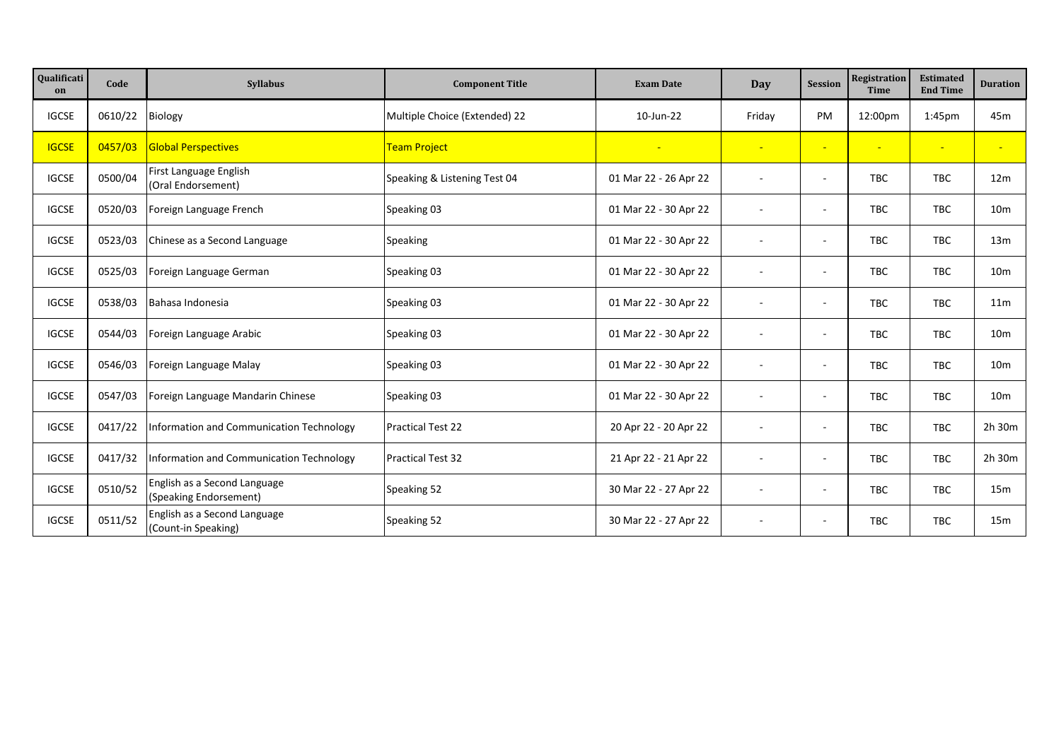| Qualification | Code | Syllabus | Component Title | Exam Date | Day | Session | Registration Time | Estimated End Time | Duration |
|---|---|---|---|---|---|---|---|---|---|
| IGCSE | 0610/22 | Biology | Multiple Choice (Extended) 22 | 10-Jun-22 | Friday | PM | 12:00pm | 1:45pm | 45m |
| IGCSE | 0457/03 | Global Perspectives | Team Project | - | - | - | - | - | - |
| IGCSE | 0500/04 | First Language English (Oral Endorsement) | Speaking & Listening Test 04 | 01 Mar 22 - 26 Apr 22 | - | - | TBC | TBC | 12m |
| IGCSE | 0520/03 | Foreign Language French | Speaking 03 | 01 Mar 22 - 30 Apr 22 | - | - | TBC | TBC | 10m |
| IGCSE | 0523/03 | Chinese as a Second Language | Speaking | 01 Mar 22 - 30 Apr 22 | - | - | TBC | TBC | 13m |
| IGCSE | 0525/03 | Foreign Language German | Speaking 03 | 01 Mar 22 - 30 Apr 22 | - | - | TBC | TBC | 10m |
| IGCSE | 0538/03 | Bahasa Indonesia | Speaking 03 | 01 Mar 22 - 30 Apr 22 | - | - | TBC | TBC | 11m |
| IGCSE | 0544/03 | Foreign Language Arabic | Speaking 03 | 01 Mar 22 - 30 Apr 22 | - | - | TBC | TBC | 10m |
| IGCSE | 0546/03 | Foreign Language Malay | Speaking 03 | 01 Mar 22 - 30 Apr 22 | - | - | TBC | TBC | 10m |
| IGCSE | 0547/03 | Foreign Language Mandarin Chinese | Speaking 03 | 01 Mar 22 - 30 Apr 22 | - | - | TBC | TBC | 10m |
| IGCSE | 0417/22 | Information and Communication Technology | Practical Test 22 | 20 Apr 22 - 20 Apr 22 | - | - | TBC | TBC | 2h 30m |
| IGCSE | 0417/32 | Information and Communication Technology | Practical Test 32 | 21 Apr 22 - 21 Apr 22 | - | - | TBC | TBC | 2h 30m |
| IGCSE | 0510/52 | English as a Second Language (Speaking Endorsement) | Speaking 52 | 30 Mar 22 - 27 Apr 22 | - | - | TBC | TBC | 15m |
| IGCSE | 0511/52 | English as a Second Language (Count-in Speaking) | Speaking 52 | 30 Mar 22 - 27 Apr 22 | - | - | TBC | TBC | 15m |